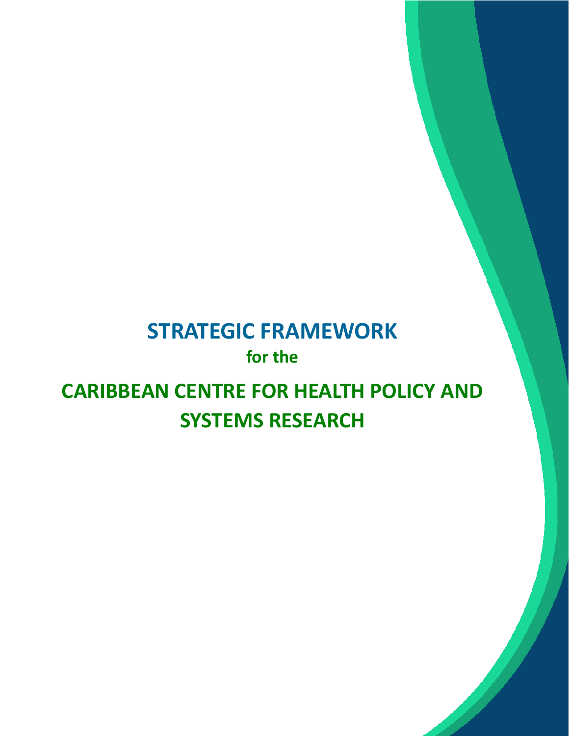# STRATEGIC FRAMEWORK

for the

# CARIBBEAN CENTRE FOR HEALTH POLICY AND SYSTEMS RESEARCH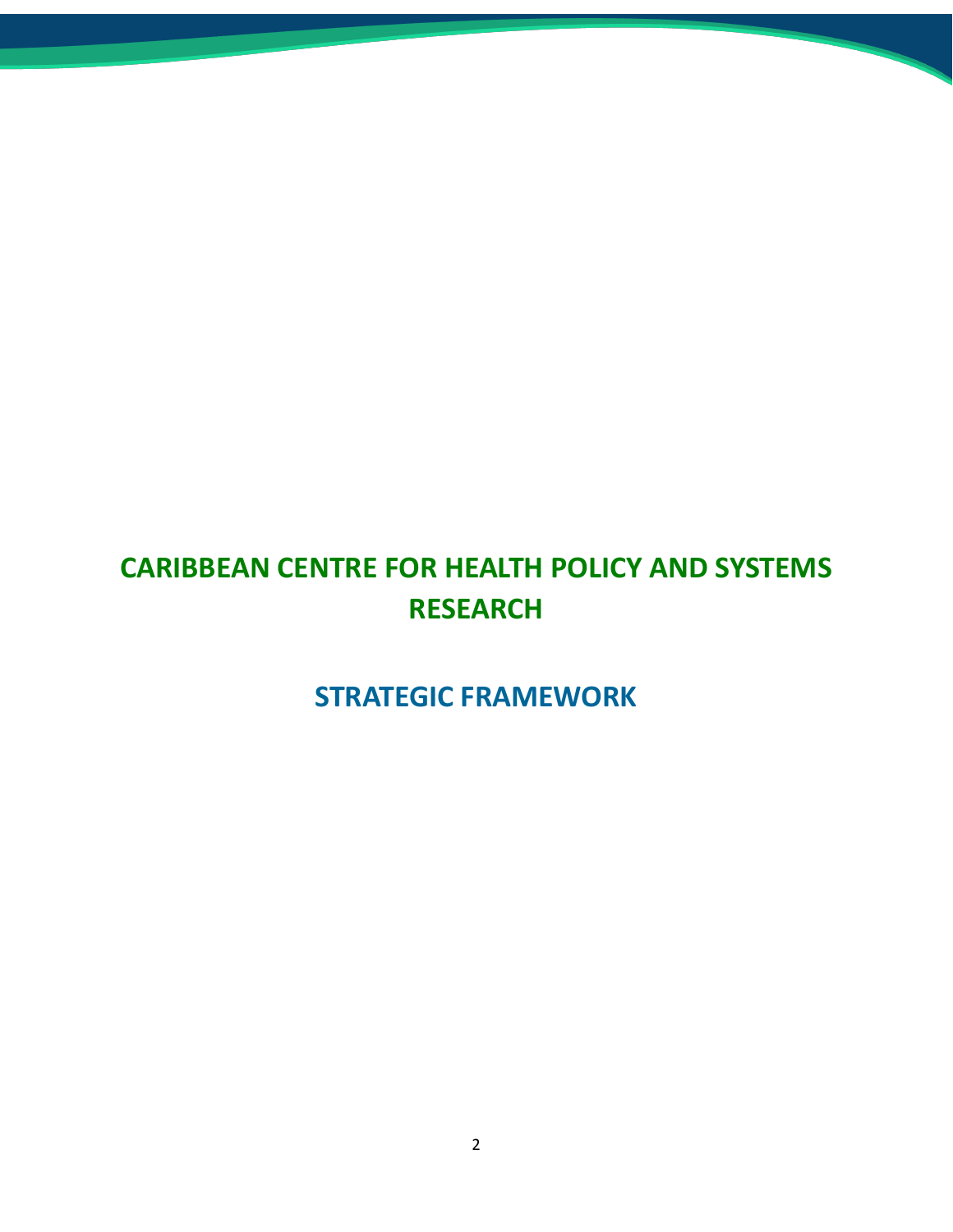# CARIBBEAN CENTRE FOR HEALTH POLICY AND SYSTEMS RESEARCH

## STRATEGIC FRAMEWORK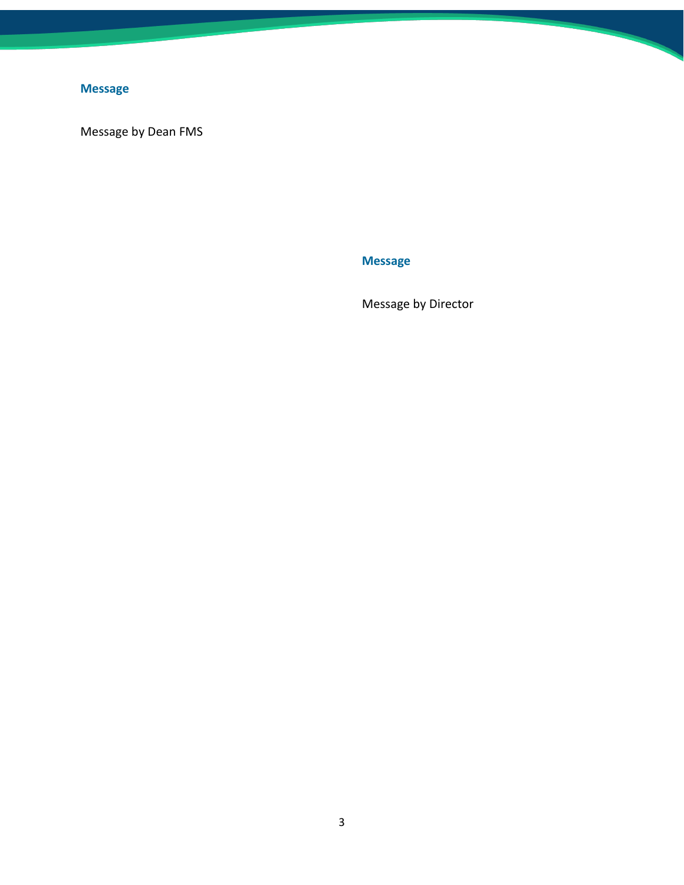## Message

Message by Dean FMS

## Message

Message by Director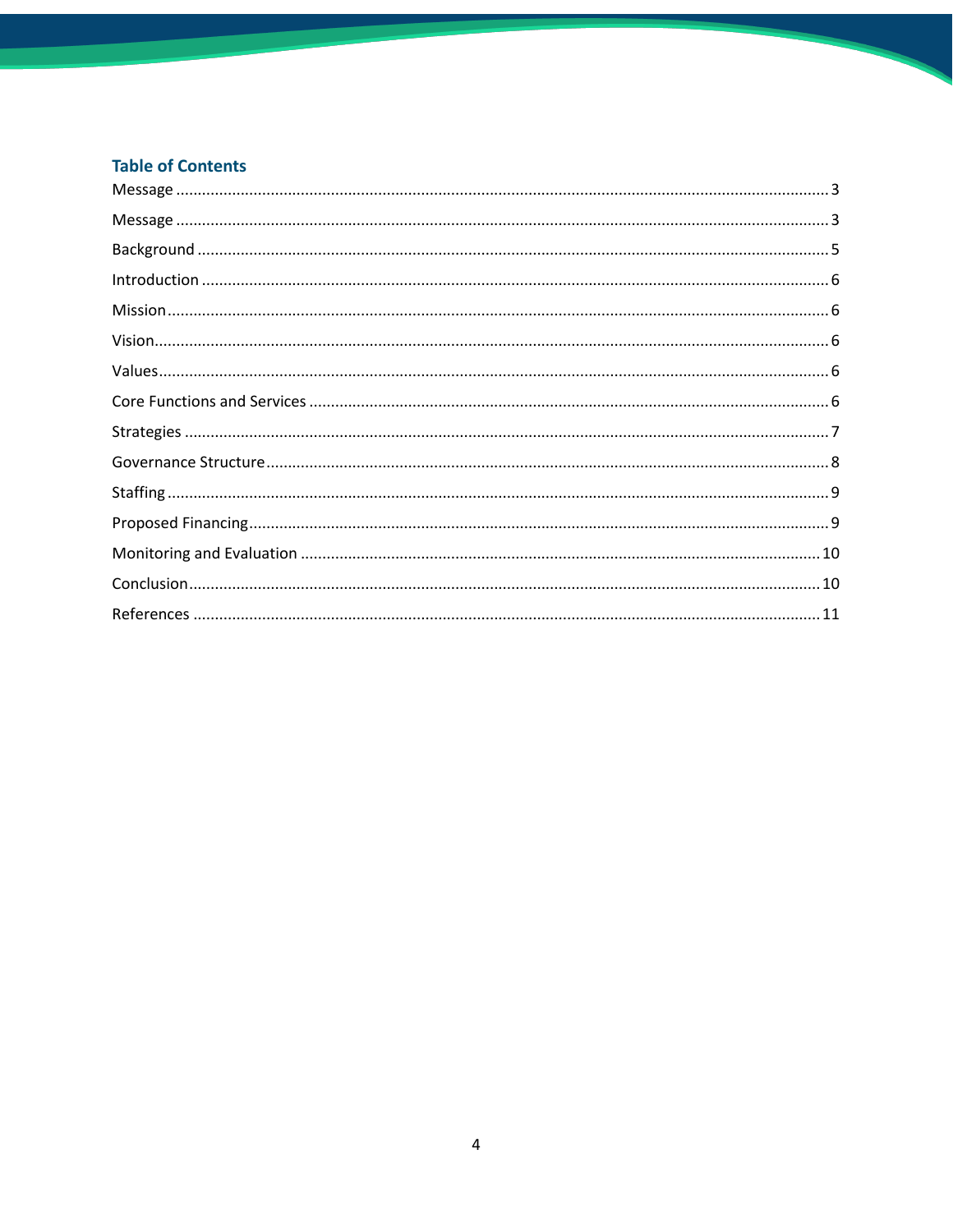## Table of Contents

Message ........................................................................................................................................ 3

Message ........................................................................................................................................ 3

Background .................................................................................................................................. 5

Introduction ................................................................................................................................. 6

Mission ......................................................................................................................................... 6

Vision ........................................................................................................................................... 6

Values ........................................................................................................................................... 6

Core Functions and Services ........................................................................................................ 6

Strategies ..................................................................................................................................... 7

Governance Structure .................................................................................................................. 8

Staffing ......................................................................................................................................... 9

Proposed Financing ...................................................................................................................... 9

Monitoring and Evaluation ......................................................................................................... 10

Conclusion .................................................................................................................................. 10

References .................................................................................................................................. 11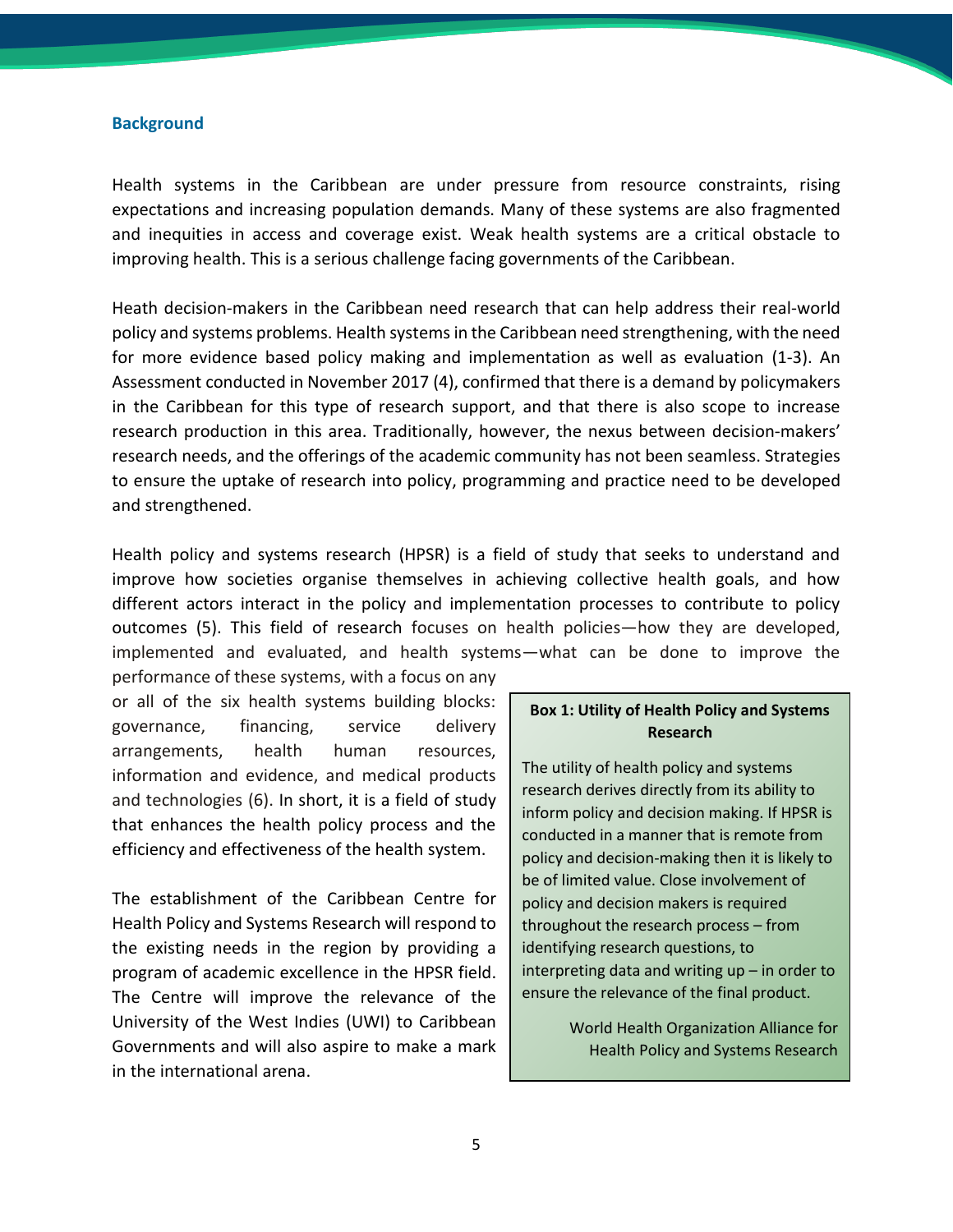## Background

Health systems in the Caribbean are under pressure from resource constraints, rising expectations and increasing population demands. Many of these systems are also fragmented and inequities in access and coverage exist. Weak health systems are a critical obstacle to improving health. This is a serious challenge facing governments of the Caribbean.

Heath decision-makers in the Caribbean need research that can help address their real-world policy and systems problems. Health systems in the Caribbean need strengthening, with the need for more evidence based policy making and implementation as well as evaluation (1-3). An Assessment conducted in November 2017 (4), confirmed that there is a demand by policymakers in the Caribbean for this type of research support, and that there is also scope to increase research production in this area. Traditionally, however, the nexus between decision-makers' research needs, and the offerings of the academic community has not been seamless. Strategies to ensure the uptake of research into policy, programming and practice need to be developed and strengthened.

Health policy and systems research (HPSR) is a field of study that seeks to understand and improve how societies organise themselves in achieving collective health goals, and how different actors interact in the policy and implementation processes to contribute to policy outcomes (5). This field of research focuses on health policies—how they are developed, implemented and evaluated, and health systems—what can be done to improve the performance of these systems, with a focus on any or all of the six health systems building blocks: governance, financing, service delivery arrangements, health human resources, information and evidence, and medical products and technologies (6). In short, it is a field of study that enhances the health policy process and the efficiency and effectiveness of the health system.

The establishment of the Caribbean Centre for Health Policy and Systems Research will respond to the existing needs in the region by providing a program of academic excellence in the HPSR field. The Centre will improve the relevance of the University of the West Indies (UWI) to Caribbean Governments and will also aspire to make a mark in the international arena.

> **Box 1: Utility of Health Policy and Systems Research**
>
> The utility of health policy and systems research derives directly from its ability to inform policy and decision making. If HPSR is conducted in a manner that is remote from policy and decision-making then it is likely to be of limited value. Close involvement of policy and decision makers is required throughout the research process – from identifying research questions, to interpreting data and writing up – in order to ensure the relevance of the final product.
>
> World Health Organization Alliance for Health Policy and Systems Research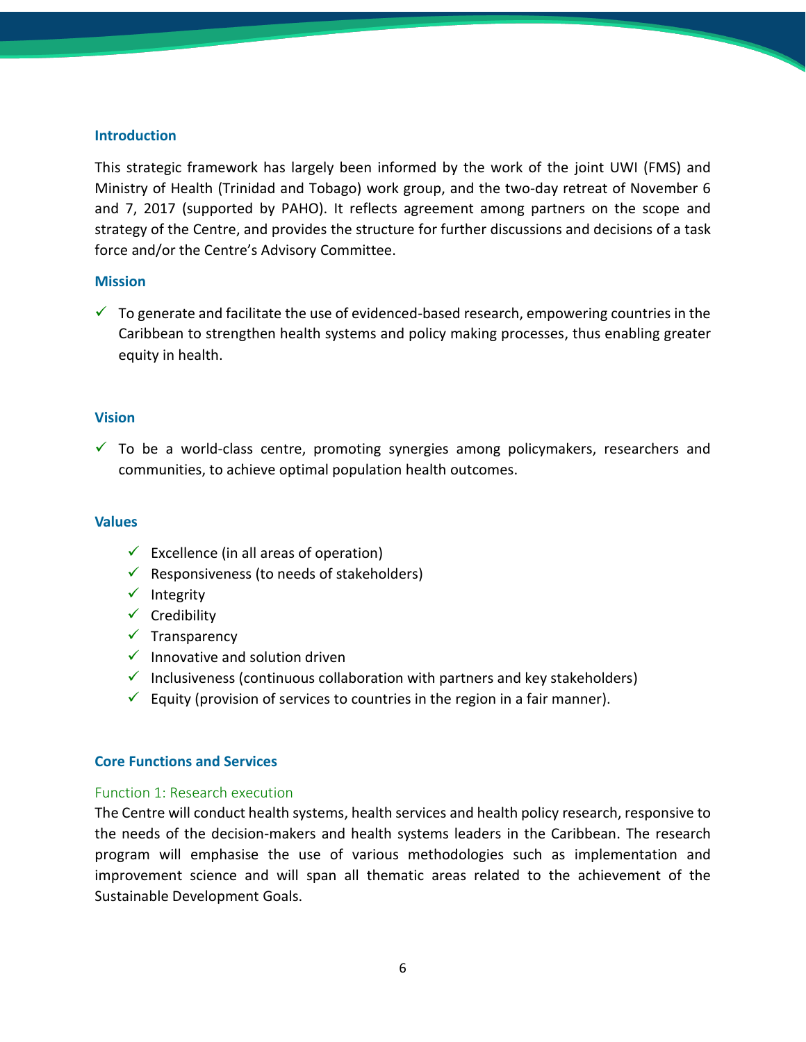## Introduction

This strategic framework has largely been informed by the work of the joint UWI (FMS) and Ministry of Health (Trinidad and Tobago) work group, and the two-day retreat of November 6 and 7, 2017 (supported by PAHO). It reflects agreement among partners on the scope and strategy of the Centre, and provides the structure for further discussions and decisions of a task force and/or the Centre's Advisory Committee.

## Mission

- ✓ To generate and facilitate the use of evidenced-based research, empowering countries in the Caribbean to strengthen health systems and policy making processes, thus enabling greater equity in health.

## Vision

- ✓ To be a world-class centre, promoting synergies among policymakers, researchers and communities, to achieve optimal population health outcomes.

## Values

- ✓ Excellence (in all areas of operation)
- ✓ Responsiveness (to needs of stakeholders)
- ✓ Integrity
- ✓ Credibility
- ✓ Transparency
- ✓ Innovative and solution driven
- ✓ Inclusiveness (continuous collaboration with partners and key stakeholders)
- ✓ Equity (provision of services to countries in the region in a fair manner).

## Core Functions and Services

### Function 1: Research execution

The Centre will conduct health systems, health services and health policy research, responsive to the needs of the decision-makers and health systems leaders in the Caribbean. The research program will emphasise the use of various methodologies such as implementation and improvement science and will span all thematic areas related to the achievement of the Sustainable Development Goals.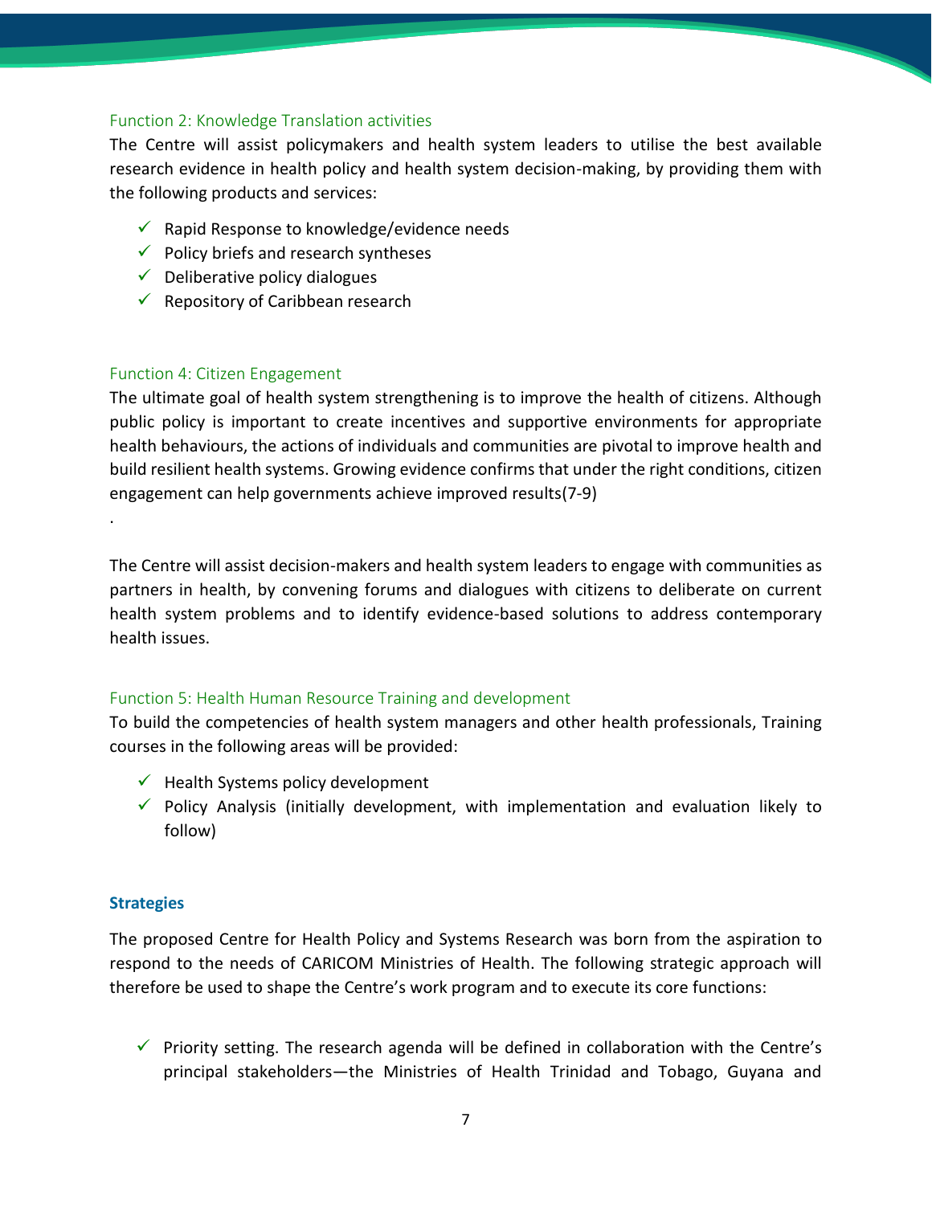### Function 2: Knowledge Translation activities

The Centre will assist policymakers and health system leaders to utilise the best available research evidence in health policy and health system decision-making, by providing them with the following products and services:

- ✓ Rapid Response to knowledge/evidence needs
- ✓ Policy briefs and research syntheses
- ✓ Deliberative policy dialogues
- ✓ Repository of Caribbean research

### Function 4: Citizen Engagement

The ultimate goal of health system strengthening is to improve the health of citizens. Although public policy is important to create incentives and supportive environments for appropriate health behaviours, the actions of individuals and communities are pivotal to improve health and build resilient health systems. Growing evidence confirms that under the right conditions, citizen engagement can help governments achieve improved results(7-9)

.

The Centre will assist decision-makers and health system leaders to engage with communities as partners in health, by convening forums and dialogues with citizens to deliberate on current health system problems and to identify evidence-based solutions to address contemporary health issues.

### Function 5: Health Human Resource Training and development

To build the competencies of health system managers and other health professionals, Training courses in the following areas will be provided:

- ✓ Health Systems policy development
- ✓ Policy Analysis (initially development, with implementation and evaluation likely to follow)

## Strategies

The proposed Centre for Health Policy and Systems Research was born from the aspiration to respond to the needs of CARICOM Ministries of Health. The following strategic approach will therefore be used to shape the Centre's work program and to execute its core functions:

- ✓ Priority setting. The research agenda will be defined in collaboration with the Centre's principal stakeholders—the Ministries of Health Trinidad and Tobago, Guyana and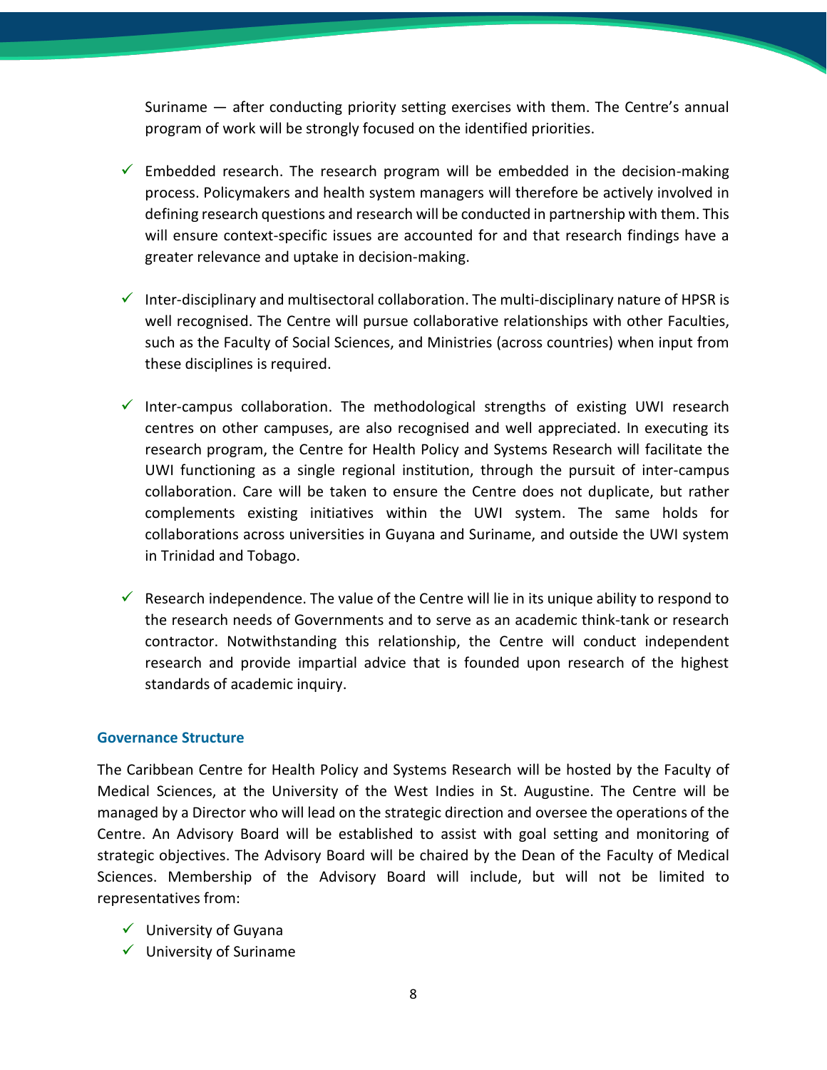Suriname — after conducting priority setting exercises with them. The Centre's annual program of work will be strongly focused on the identified priorities.

- ✓ Embedded research. The research program will be embedded in the decision-making process. Policymakers and health system managers will therefore be actively involved in defining research questions and research will be conducted in partnership with them. This will ensure context-specific issues are accounted for and that research findings have a greater relevance and uptake in decision-making.

- ✓ Inter-disciplinary and multisectoral collaboration. The multi-disciplinary nature of HPSR is well recognised. The Centre will pursue collaborative relationships with other Faculties, such as the Faculty of Social Sciences, and Ministries (across countries) when input from these disciplines is required.

- ✓ Inter-campus collaboration. The methodological strengths of existing UWI research centres on other campuses, are also recognised and well appreciated. In executing its research program, the Centre for Health Policy and Systems Research will facilitate the UWI functioning as a single regional institution, through the pursuit of inter-campus collaboration. Care will be taken to ensure the Centre does not duplicate, but rather complements existing initiatives within the UWI system. The same holds for collaborations across universities in Guyana and Suriname, and outside the UWI system in Trinidad and Tobago.

- ✓ Research independence. The value of the Centre will lie in its unique ability to respond to the research needs of Governments and to serve as an academic think-tank or research contractor. Notwithstanding this relationship, the Centre will conduct independent research and provide impartial advice that is founded upon research of the highest standards of academic inquiry.

### Governance Structure

The Caribbean Centre for Health Policy and Systems Research will be hosted by the Faculty of Medical Sciences, at the University of the West Indies in St. Augustine. The Centre will be managed by a Director who will lead on the strategic direction and oversee the operations of the Centre. An Advisory Board will be established to assist with goal setting and monitoring of strategic objectives. The Advisory Board will be chaired by the Dean of the Faculty of Medical Sciences. Membership of the Advisory Board will include, but will not be limited to representatives from:

- ✓ University of Guyana
- ✓ University of Suriname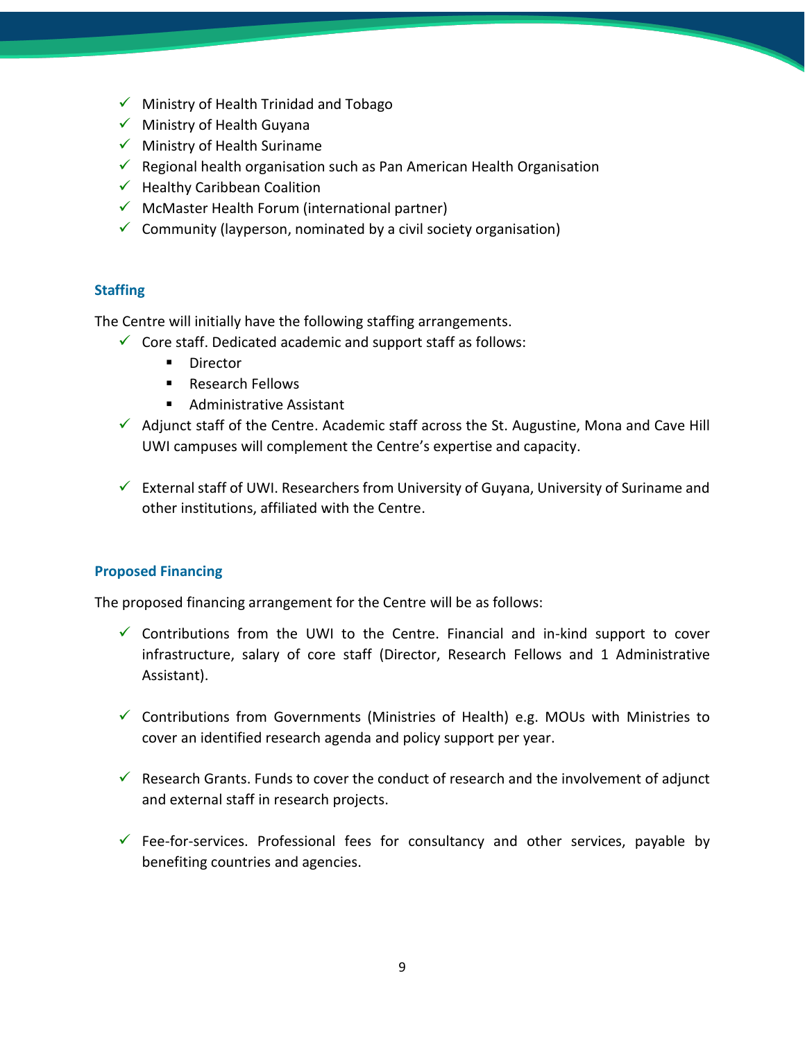- ✓ Ministry of Health Trinidad and Tobago
- ✓ Ministry of Health Guyana
- ✓ Ministry of Health Suriname
- ✓ Regional health organisation such as Pan American Health Organisation
- ✓ Healthy Caribbean Coalition
- ✓ McMaster Health Forum (international partner)
- ✓ Community (layperson, nominated by a civil society organisation)

### Staffing

The Centre will initially have the following staffing arrangements.

- ✓ Core staff. Dedicated academic and support staff as follows:
  - Director
  - Research Fellows
  - Administrative Assistant
- ✓ Adjunct staff of the Centre. Academic staff across the St. Augustine, Mona and Cave Hill UWI campuses will complement the Centre's expertise and capacity.
- ✓ External staff of UWI. Researchers from University of Guyana, University of Suriname and other institutions, affiliated with the Centre.

### Proposed Financing

The proposed financing arrangement for the Centre will be as follows:

- ✓ Contributions from the UWI to the Centre. Financial and in-kind support to cover infrastructure, salary of core staff (Director, Research Fellows and 1 Administrative Assistant).
- ✓ Contributions from Governments (Ministries of Health) e.g. MOUs with Ministries to cover an identified research agenda and policy support per year.
- ✓ Research Grants. Funds to cover the conduct of research and the involvement of adjunct and external staff in research projects.
- ✓ Fee-for-services. Professional fees for consultancy and other services, payable by benefiting countries and agencies.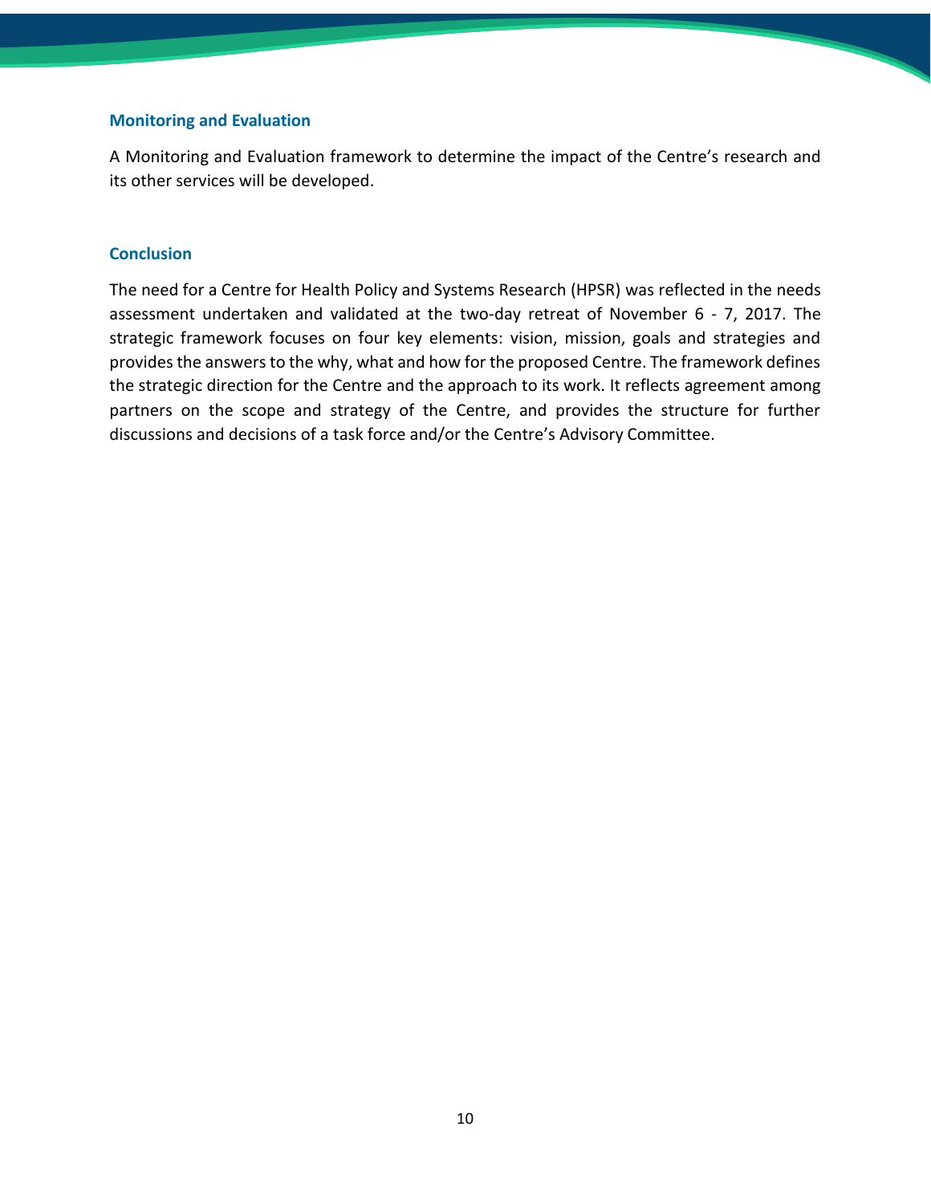### Monitoring and Evaluation

A Monitoring and Evaluation framework to determine the impact of the Centre's research and its other services will be developed.

### Conclusion

The need for a Centre for Health Policy and Systems Research (HPSR) was reflected in the needs assessment undertaken and validated at the two-day retreat of November 6 - 7, 2017. The strategic framework focuses on four key elements: vision, mission, goals and strategies and provides the answers to the why, what and how for the proposed Centre. The framework defines the strategic direction for the Centre and the approach to its work. It reflects agreement among partners on the scope and strategy of the Centre, and provides the structure for further discussions and decisions of a task force and/or the Centre's Advisory Committee.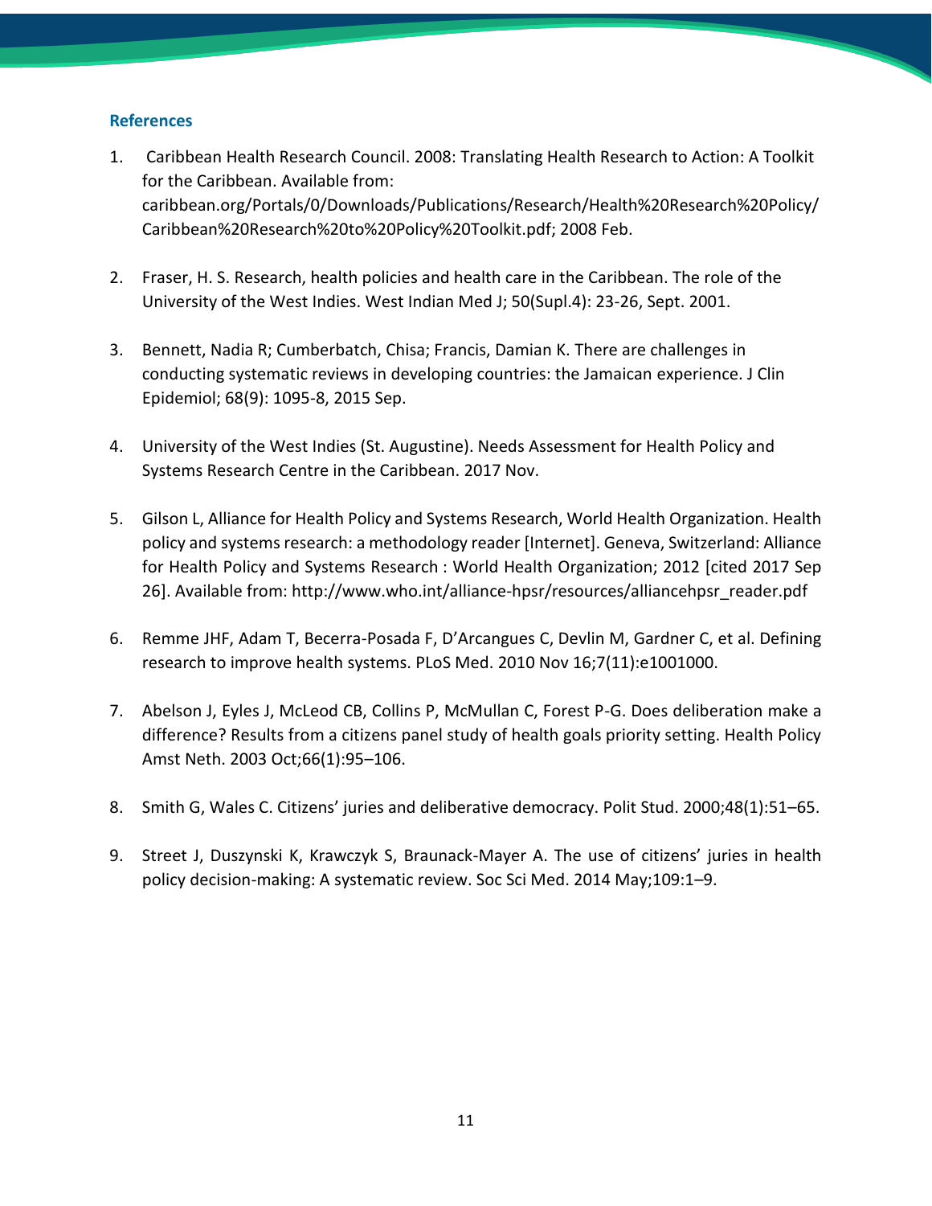### References

1. Caribbean Health Research Council. 2008: Translating Health Research to Action: A Toolkit for the Caribbean. Available from: caribbean.org/Portals/0/Downloads/Publications/Research/Health%20Research%20Policy/Caribbean%20Research%20to%20Policy%20Toolkit.pdf; 2008 Feb.

2. Fraser, H. S. Research, health policies and health care in the Caribbean. The role of the University of the West Indies. West Indian Med J; 50(Supl.4): 23-26, Sept. 2001.

3. Bennett, Nadia R; Cumberbatch, Chisa; Francis, Damian K. There are challenges in conducting systematic reviews in developing countries: the Jamaican experience. J Clin Epidemiol; 68(9): 1095-8, 2015 Sep.

4. University of the West Indies (St. Augustine). Needs Assessment for Health Policy and Systems Research Centre in the Caribbean. 2017 Nov.

5. Gilson L, Alliance for Health Policy and Systems Research, World Health Organization. Health policy and systems research: a methodology reader [Internet]. Geneva, Switzerland: Alliance for Health Policy and Systems Research : World Health Organization; 2012 [cited 2017 Sep 26]. Available from: http://www.who.int/alliance-hpsr/resources/alliancehpsr_reader.pdf

6. Remme JHF, Adam T, Becerra-Posada F, D'Arcangues C, Devlin M, Gardner C, et al. Defining research to improve health systems. PLoS Med. 2010 Nov 16;7(11):e1001000.

7. Abelson J, Eyles J, McLeod CB, Collins P, McMullan C, Forest P-G. Does deliberation make a difference? Results from a citizens panel study of health goals priority setting. Health Policy Amst Neth. 2003 Oct;66(1):95–106.

8. Smith G, Wales C. Citizens' juries and deliberative democracy. Polit Stud. 2000;48(1):51–65.

9. Street J, Duszynski K, Krawczyk S, Braunack-Mayer A. The use of citizens' juries in health policy decision-making: A systematic review. Soc Sci Med. 2014 May;109:1–9.